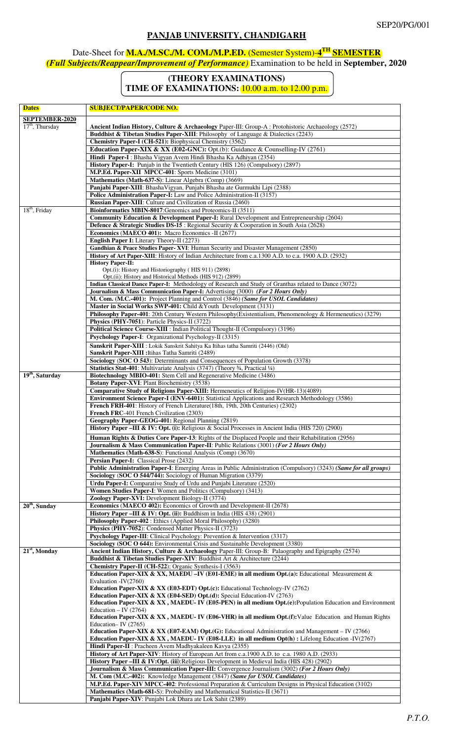SEP20/PG/001

# PANJAB UNIVERSITY, CHANDIGARH

Date-Sheet for **M.A./M.SC./M. COM./M.P.ED.** (Semester System)-**4TH SEMESTER**
***(Full Subjects/Reappear/Improvement of Performance)*** Examination to be held in **September, 2020**

**(THEORY EXAMINATIONS)**
**TIME OF EXAMINATIONS: 10.00 a.m. to 12.00 p.m.**

| Dates | SUBJECT/PAPER/CODE NO. |
|---|---|
| **SEPTEMBER-2020** | |
| 17th, Thursday | **Ancient Indian History, Culture & Archaeology** Paper-III: Group-A : Protohistoric Archaeology (2572) |
| | **Buddhist & Tibetan Studies Paper-XIII**: Philosophy of Language & Dialectics (2243) |
| | **Chemistry Paper-I (CH-521):** Biophysical Chemistry (3562) |
| | **Education Paper-XIX & XX (E02-GNC):** Opt.(b): Guidance & Counselling-IV (2761) |
| | **Hindi Paper-I** : Bhasha Vigyan Avem Hindi Bhasha Ka Adhiyan (2354) |
| | **History Paper-I:** Punjab in the Twentieth Century (HIS 126) (Compulsory) (2897) |
| | **M.P.Ed. Paper-XII MPCC-401**: Sports Medicine (3101) |
| | **Mathematics (Math-637-S)**: Linear Algebra (Comp) (3669) |
| | **Panjabi Paper-XIII**: BhashaVigyan, Punjabi Bhasha ate Gurmukhi Lipi (2388) |
| | **Police Administration Paper-I:** Law and Police Administration-II (3157) |
| | **Russian Paper-XIII**: Culture and Civilization of Russia (2460) |
| 18th, Friday | **Bioinformatics MBIN-8017**:Genomics and Proteomics-II (3511) |
| | **Community Education & Development Paper-I:** Rural Development and Entrepreneurship (2604) |
| | **Defence & Strategic Studies DS-15** : Regional Security & Cooperation in South Asia (2628) |
| | **Economics** (**MAECO 401):** Macro Economics -II (2677) |
| | **English Paper I:** Literary Theory-II (2273) |
| | **Gandhian & Peace Studies Paper- XVI**: Human Security and Disaster Management (2850) |
| | **History of Art Paper-XIII**: History of Indian Architecture from c.a.1300 A.D. to c.a. 1900 A.D. (2932) |
| | **History Paper-II:**<br>Opt.(i): History and Historiography ( HIS 911) (2898)<br>Opt.(ii): History and Historical Methods (HIS 912) (2899) |
| | **Indian Classical Dance Paper-I**: Methodology of Research and Study of Granthas related to Dance (3072) |
| | **Journalism & Mass Communication Paper-I:** Advertising (3000) ***(For 2 Hours Only)*** |
| | **M. Com. (M.C.-401):** Project Planning and Control (3846) ***(Same for USOL Candidates)*** |
| | **Master in Social Works SWP-401:** Child &Youth Development (3131) |
| | **Philosophy Paper-401**: 20th Century Western Philosophy(Existentialism, Phenomenology & Hermeneutics) (3279) |
| | **Physics** (**PHY-7051**): Particle Physics-II (3722) |
| | **Political Science Course-XIII** : Indian Political Thought-II (Compulsory) (3196) |
| | **Psychology Paper-I**: Organizational Psychology-II (3315) |
| | **Sanskrit Paper-XIII** : Lokik Sanskrit Sahitya Ka Itihas tatha Samriti (2446) (Old) |
| | **Sanskrit Paper-XIII :**Itihas Tatha Samriti (2489) |
| | **Sociology** (**SOC O 543**): Determinants and Consequences of Population Growth (3378) |
| | **Statistics Stat-401**: Multivariate Analysis (3747) (Theory ¾, Practical ¼) |
| 19th, Saturday | **Biotechnology MBIO-401:** Stem Cell and Regenerative Medicine (3486) |
| | **Botany Paper-XVI**: Plant Biochemistry (3538) |
| | **Comparative Study of Religions Paper-XIII:** Hermeneutics of Religion-IV(HR-13)(4089) |
| | **Environment Science Paper-I (ENV-6401):** Statistical Applications and Research Methodology (3586) |
| | **French FRH-401**: History of French Literature(18th, 19th, 20th Centuries) (2302) |
| | **French FRC**-401 French Civilization (2303) |
| | **Geography Paper-GEOG-401:** Regional Planning (2819) |
| | **History Paper –III & IV: Opt. (i):** Religious & Social Processes in Ancient India (HIS 720) (2900) |
| | **Human Rights & Duties Core Paper-13**: Rights of the Displaced People and their Rehabilitation (2956) |
| | **Journalism & Mass Communication Paper-II**: Public Relations (3001) ***(For 2 Hours Only)*** |
| | **Mathematics (Math-638-S)**: Functional Analysis (Comp) (3670) |
| | **Persian Paper-I:** Classical Prose (2432) |
| | **Public Administration Paper-I**: Emerging Areas in Public Administration (Compulsory) (3243) ***(Same for all groups)*** |
| | **Sociology** (**SOC O 544/744):** Sociology of Human Migration (3379) |
| | **Urdu Paper-I:** Comparative Study of Urdu and Punjabi Literature (2520) |
| | **Women Studies Paper-I**: Women and Politics (Compulsory) (3413) |
| | **Zoology Paper-XVI:** Development Biology-II (3774) |
| 20th, Sunday | **Economics** (**MAECO 402**)**:** Economics of Growth and Development-II (2678) |
| | **History Paper –III & IV: Opt. (ii):** Buddhism in India (HIS 438) (2901) |
| | **Philosophy Paper-402** : Ethics (Applied Moral Philosophy) (3280) |
| | **Physics** (**PHY-7052**): Condensed Matter Physics-II (3723) |
| | **Psychology Paper-III**: Clinical Psychology: Prevention & Intervention (3317) |
| | **Sociology** (**SOC O 644**)**:** Environmental Crisis and Sustainable Development (3380) |
| 21st, Monday | **Ancient Indian History, Culture & Archaeology** Paper-III: Group-B: Palaography and Epigraphy (2574) |
| | **Buddhist & Tibetan Studies Paper-XIV**: Buddhist Art & Architecture (2244) |
| | **Chemistry Paper-II (CH-522)**: Organic Synthesis-I (3563) |
| | **Education Paper-XIX & XX, MAEDU –IV (E01-EME) in all medium Opt.(a):** Educational Measurement & Evaluation -IV(2760) |
| | **Education Paper-XIX & XX (E03-EDT) Opt.(c):** Educational Technology-IV (2762) |
| | **Education Paper-XIX & XX (E04-SED) Opt.(d):** Special Education-IV (2763) |
| | **Education Paper-XIX & XX , MAEDU- IV (E05-PEN) in all medium Opt.(e):**Population Education and Environment Education – IV (2764) |
| | **Education Paper-XIX & XX , MAEDU- IV (E06-VHR) in all medium Opt.(f):**Value Education and Human Rights Education– IV (2765) |
| | **Education Paper-XIX & XX (E07-EAM) Opt.(G):** Educational Administration and Management – IV (2766) |
| | **Education Paper-XIX & XX , MAEDU- IV (E08-LLE) in all medium Opt(h) :** Lifelong Education -IV(2767) |
| | **Hindi Paper-II** : Pracheen Avem Madhyakaleen Kavya (2355) |
| | **History of Art Paper-XIV**: History of European Art from c.a.1900 A.D. to c.a. 1980 A.D. (2933) |
| | **History Paper –III & IV:Opt. (iii)**:Religious Development in Medieval India (HIS 428) (2902) |
| | **Journalism & Mass Communication Paper-III:** Convergence Journalism (3002) ***(For 2 Hours Only)*** |
| | **M. Com (M.C.-402):** Knowledge Management (3847) ***(Same for USOL Candidates)*** |
| | **M.P.Ed. Paper-XIV MPCC-402**: Professional Preparation & Curriculum Designs in Physical Education (3102) |
| | **Mathematics (Math-681-**S): Probability and Mathematical Statistics-II (3671) |
| | **Panjabi Paper-XIV**: Punjabi Lok Dhara ate Lok Sahit (2389) |

*P.T.O.*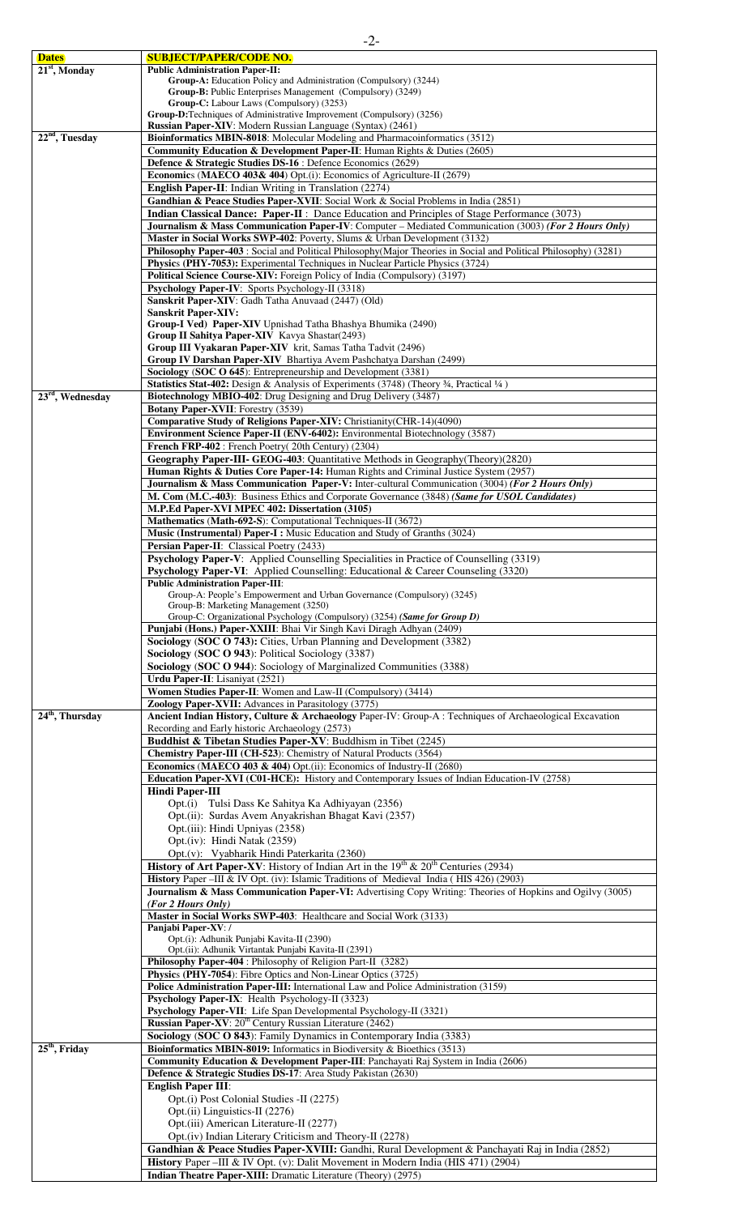| **Dates** | **SUBJECT/PAPER/CODE NO.** |
|---|---|
| **21st, Monday** | **Public Administration Paper-II:** |
| | **Group-A:** Education Policy and Administration (Compulsory) (3244) |
| | **Group-B:** Public Enterprises Management (Compulsory) (3249) |
| | **Group-C:** Labour Laws (Compulsory) (3253) |
| | **Group-D:**Techniques of Administrative Improvement (Compulsory) (3256) |
| | **Russian Paper-XIV**: Modern Russian Language (Syntax) (2461) |
| **22nd, Tuesday** | **Bioinformatics MBIN-8018**: Molecular Modeling and Pharmacoinformatics (3512) |
| | **Community Education & Development Paper-II**: Human Rights & Duties (2605) |
| | **Defence & Strategic Studies DS-16** : Defence Economics (2629) |
| | **Economics (MAECO 403& 404)** Opt.(i): Economics of Agriculture-II (2679) |
| | **English Paper-II**: Indian Writing in Translation (2274) |
| | **Gandhian & Peace Studies Paper-XVII**: Social Work & Social Problems in India (2851) |
| | **Indian Classical Dance: Paper-II** : Dance Education and Principles of Stage Performance (3073) |
| | **Journalism & Mass Communication Paper-IV**: Computer – Mediated Communication (3003) ***(For 2 Hours Only)*** |
| | **Master in Social Works SWP-402**: Poverty, Slums & Urban Development (3132) |
| | **Philosophy Paper-403** : Social and Political Philosophy(Major Theories in Social and Political Philosophy) (3281) |
| | **Physics (PHY-7053):** Experimental Techniques in Nuclear Particle Physics (3724) |
| | **Political Science Course-XIV:** Foreign Policy of India (Compulsory) (3197) |
| | **Psychology Paper-IV**: Sports Psychology-II (3318) |
| | **Sanskrit Paper-XIV**: Gadh Tatha Anuvaad (2447) (Old) |
| | **Sanskrit Paper-XIV:** |
| | **Group-I Ved) Paper-XIV** Upnishad Tatha Bhashya Bhumika (2490) |
| | **Group II Sahitya Paper-XIV** Kavya Shastar(2493) |
| | **Group III Vyakaran Paper-XIV** krit, Samas Tatha Tadvit (2496) |
| | **Group IV Darshan Paper-XIV** Bhartiya Avem Pashchatya Darshan (2499) |
| | **Sociology (SOC O 645**): Entrepreneurship and Development (3381) |
| | **Statistics Stat-402:** Design & Analysis of Experiments (3748) (Theory ¾, Practical ¼ ) |
| **23rd, Wednesday** | **Biotechnology MBIO-402**: Drug Designing and Drug Delivery (3487) |
| | **Botany Paper-XVII**: Forestry (3539) |
| | **Comparative Study of Religions Paper-XIV:** Christianity(CHR-14)(4090) |
| | **Environment Science Paper-II (ENV-6402):** Environmental Biotechnology (3587) |
| | **French FRP-402** : French Poetry( 20th Century) (2304) |
| | **Geography Paper-III- GEOG-403**: Quantitative Methods in Geography(Theory)(2820) |
| | **Human Rights & Duties Core Paper-14:** Human Rights and Criminal Justice System (2957) |
| | **Journalism & Mass Communication Paper-V:** Inter-cultural Communication (3004) ***(For 2 Hours Only)*** |
| | **M. Com (M.C.-403)**: Business Ethics and Corporate Governance (3848) ***(Same for USOL Candidates)*** |
| | **M.P.Ed Paper-XVI MPEC 402: Dissertation (3105)** |
| | **Mathematics (Math-692-S**): Computational Techniques-II (3672) |
| | **Music (Instrumental) Paper-I :** Music Education and Study of Granths (3024) |
| | **Persian Paper-II**: Classical Poetry (2433) |
| | **Psychology Paper-V**: Applied Counselling Specialities in Practice of Counselling (3319) |
| | **Psychology Paper-VI**: Applied Counselling: Educational & Career Counseling (3320) |
| | **Public Administration Paper-III**: |
| | Group-A: People's Empowerment and Urban Governance (Compulsory) (3245) |
| | Group-B: Marketing Management (3250) |
| | Group-C: Organizational Psychology (Compulsory) (3254) ***(Same for Group D)*** |
| | **Punjabi (Hons.) Paper-XXIII**: Bhai Vir Singh Kavi Diragh Adhyan (2409) |
| | **Sociology (SOC O 743):** Cities, Urban Planning and Development (3382) |
| | **Sociology (SOC O 943**): Political Sociology (3387) |
| | **Sociology (SOC O 944**): Sociology of Marginalized Communities (3388) |
| | **Urdu Paper-II**: Lisaniyat (2521) |
| | **Women Studies Paper-II**: Women and Law-II (Compulsory) (3414) |
| | **Zoology Paper-XVII:** Advances in Parasitology (3775) |
| **24th, Thursday** | **Ancient Indian History, Culture & Archaeology** Paper-IV: Group-A : Techniques of Archaeological Excavation Recording and Early historic Archaeology (2573) |
| | **Buddhist & Tibetan Studies Paper-XV**: Buddhism in Tibet (2245) |
| | **Chemistry Paper-III (CH-523**): Chemistry of Natural Products (3564) |
| | **Economics (MAECO 403 & 404)** Opt.(ii): Economics of Industry-II (2680) |
| | **Education Paper-XVI (C01-HCE):** History and Contemporary Issues of Indian Education-IV (2758) |
| | **Hindi Paper-III** |
| | Opt.(i) Tulsi Dass Ke Sahitya Ka Adhiyayan (2356) |
| | Opt.(ii): Surdas Avem Anyakrishan Bhagat Kavi (2357) |
| | Opt.(iii): Hindi Upniyas (2358) |
| | Opt.(iv): Hindi Natak (2359) |
| | Opt.(v): Vyabharik Hindi Paterkarita (2360) |
| | **History of Art Paper-XV**: History of Indian Art in the 19th & 20th Centuries (2934) |
| | **History** Paper –III & IV Opt. (iv): Islamic Traditions of Medieval India ( HIS 426) (2903) |
| | **Journalism & Mass Communication Paper-VI:** Advertising Copy Writing: Theories of Hopkins and Ogilvy (3005) ***(For 2 Hours Only)*** |
| | **Master in Social Works SWP-403**: Healthcare and Social Work (3133) |
| | **Panjabi Paper-XV**: / |
| | Opt.(i): Adhunik Punjabi Kavita-II (2390) |
| | Opt.(ii): Adhunik Virtantak Punjabi Kavita-II (2391) |
| | **Philosophy Paper-404** : Philosophy of Religion Part-II (3282) |
| | **Physics (PHY-7054**): Fibre Optics and Non-Linear Optics (3725) |
| | **Police Administration Paper-III:** International Law and Police Administration (3159) |
| | **Psychology Paper-IX**: Health Psychology-II (3323) |
| | **Psychology Paper-VII**: Life Span Developmental Psychology-II (3321) |
| | **Russian Paper-XV**: 20th Century Russian Literature (2462) |
| | **Sociology (SOC O 843**): Family Dynamics in Contemporary India (3383) |
| **25th, Friday** | **Bioinformatics MBIN-8019:** Informatics in Biodiversity & Bioethics (3513) |
| | **Community Education & Development Paper-III**: Panchayati Raj System in India (2606) |
| | **Defence & Strategic Studies DS-17**: Area Study Pakistan (2630) |
| | **English Paper III**: |
| | Opt.(i) Post Colonial Studies -II (2275) |
| | Opt.(ii) Linguistics-II (2276) |
| | Opt.(iii) American Literature-II (2277) |
| | Opt.(iv) Indian Literary Criticism and Theory-II (2278) |
| | **Gandhian & Peace Studies Paper-XVIII:** Gandhi, Rural Development & Panchayati Raj in India (2852) |
| | **History** Paper –III & IV Opt. (v): Dalit Movement in Modern India (HIS 471) (2904) |
| | **Indian Theatre Paper-XIII:** Dramatic Literature (Theory) (2975) |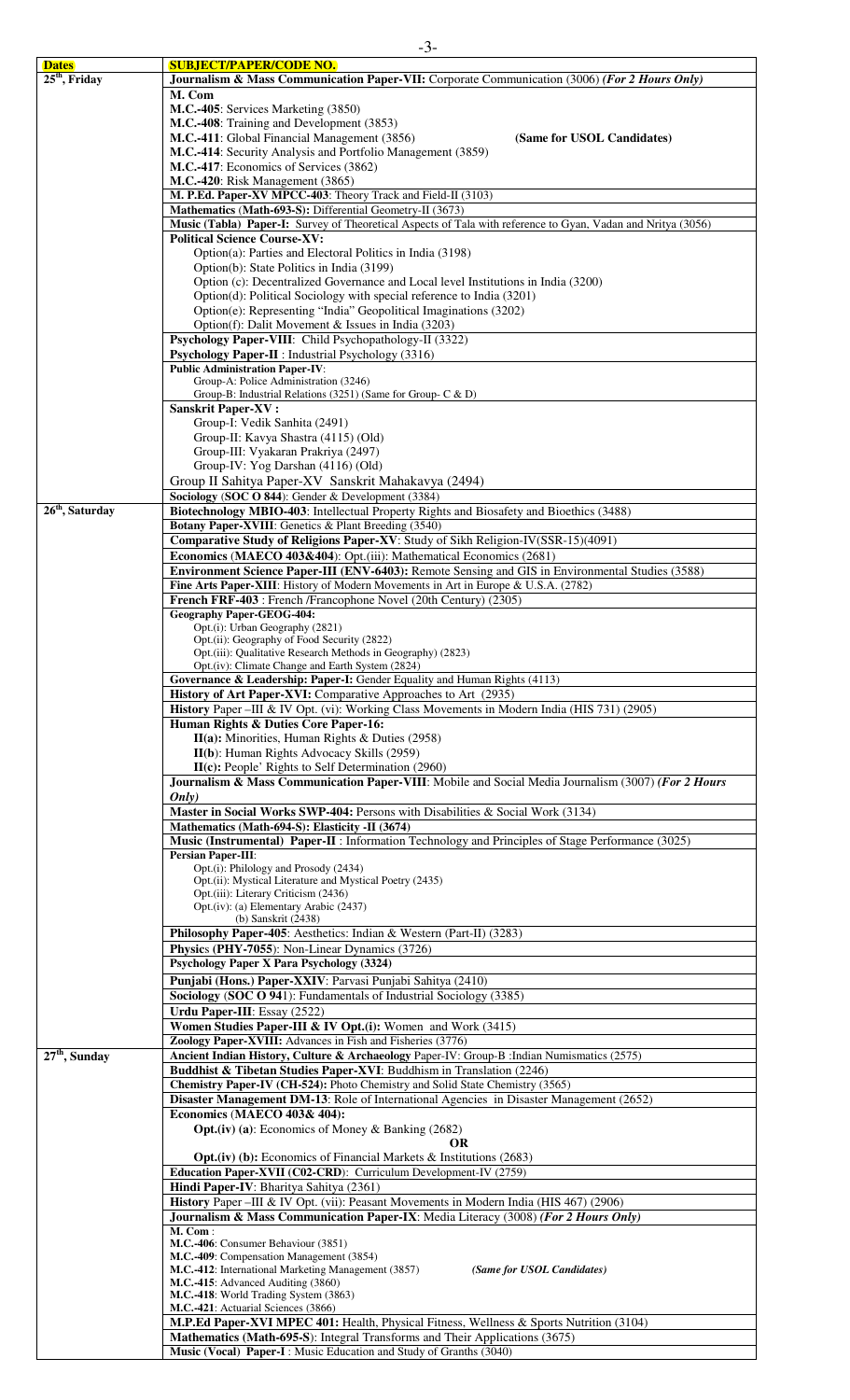| Dates | SUBJECT/PAPER/CODE NO. |
|---|---|
| 25th, Friday | **Journalism & Mass Communication Paper-VII:** Corporate Communication (3006) ***(For 2 Hours Only)*** |
| | **M. Com**<br>**M.C.-405**: Services Marketing (3850)<br>**M.C.-408**: Training and Development (3853)<br>**M.C.-411**: Global Financial Management (3856) **(Same for USOL Candidates)**<br>**M.C.-414**: Security Analysis and Portfolio Management (3859)<br>**M.C.-417**: Economics of Services (3862)<br>**M.C.-420**: Risk Management (3865) |
| | **M. P.Ed. Paper-XV MPCC-403**: Theory Track and Field-II (3103) |
| | **Mathematics (Math-693-S):** Differential Geometry-II (3673) |
| | **Music (Tabla) Paper-I:** Survey of Theoretical Aspects of Tala with reference to Gyan, Vadan and Nritya (3056) |
| | **Political Science Course-XV:**<br>Option(a): Parties and Electoral Politics in India (3198)<br>Option(b): State Politics in India (3199)<br>Option (c): Decentralized Governance and Local level Institutions in India (3200)<br>Option(d): Political Sociology with special reference to India (3201)<br>Option(e): Representing "India" Geopolitical Imaginations (3202)<br>Option(f): Dalit Movement & Issues in India (3203) |
| | **Psychology Paper-VIII**: Child Psychopathology-II (3322) |
| | **Psychology Paper-II** : Industrial Psychology (3316) |
| | **Public Administration Paper-IV**:<br>Group-A: Police Administration (3246)<br>Group-B: Industrial Relations (3251) (Same for Group- C & D) |
| | **Sanskrit Paper-XV :**<br>Group-I: Vedik Sanhita (2491)<br>Group-II: Kavya Shastra (4115) (Old)<br>Group-III: Vyakaran Prakriya (2497)<br>Group-IV: Yog Darshan (4116) (Old)<br>Group II Sahitya Paper-XV Sanskrit Mahakavya (2494) |
| | **Sociology** (**SOC O 844**): Gender & Development (3384) |
| 26th, Saturday | **Biotechnology MBIO-403**: Intellectual Property Rights and Biosafety and Bioethics (3488) |
| | **Botany Paper-XVIII**: Genetics & Plant Breeding (3540) |
| | **Comparative Study of Religions Paper-XV**: Study of Sikh Religion-IV(SSR-15)(4091) |
| | **Economics** (**MAECO 403&404**): Opt.(iii): Mathematical Economics (2681) |
| | **Environment Science Paper-III (ENV-6403):** Remote Sensing and GIS in Environmental Studies (3588) |
| | **Fine Arts Paper-XIII**: History of Modern Movements in Art in Europe & U.S.A. (2782) |
| | **French FRF-403** : French /Francophone Novel (20th Century) (2305) |
| | **Geography Paper-GEOG-404:**<br>Opt.(i): Urban Geography (2821)<br>Opt.(ii): Geography of Food Security (2822)<br>Opt.(iii): Qualitative Research Methods in Geography) (2823)<br>Opt.(iv): Climate Change and Earth System (2824) |
| | **Governance & Leadership: Paper-I:** Gender Equality and Human Rights (4113) |
| | **History of Art Paper-XVI:** Comparative Approaches to Art (2935) |
| | **History** Paper –III & IV Opt. (vi): Working Class Movements in Modern India (HIS 731) (2905) |
| | **Human Rights & Duties Core Paper-16:**<br>**II(a):** Minorities, Human Rights & Duties (2958)<br>**II(b)**: Human Rights Advocacy Skills (2959)<br>**II(c):** People' Rights to Self Determination (2960) |
| | **Journalism & Mass Communication Paper-VIII**: Mobile and Social Media Journalism (3007) ***(For 2 Hours Only)*** |
| | **Master in Social Works SWP-404:** Persons with Disabilities & Social Work (3134) |
| | **Mathematics (Math-694-S): Elasticity -II (3674)** |
| | **Music (Instrumental) Paper-II** : Information Technology and Principles of Stage Performance (3025) |
| | **Persian Paper-III**:<br>Opt.(i): Philology and Prosody (2434)<br>Opt.(ii): Mystical Literature and Mystical Poetry (2435)<br>Opt.(iii): Literary Criticism (2436)<br>Opt.(iv): (a) Elementary Arabic (2437)<br>(b) Sanskrit (2438) |
| | **Philosophy Paper-405**: Aesthetics: Indian & Western (Part-II) (3283) |
| | **Physics** (**PHY-7055**): Non-Linear Dynamics (3726) |
| | **Psychology Paper X Para Psychology (3324)** |
| | **Punjabi (Hons.) Paper-XXIV**: Parvasi Punjabi Sahitya (2410) |
| | **Sociology** (**SOC O 94**1): Fundamentals of Industrial Sociology (3385) |
| | **Urdu Paper-III**: Essay (2522) |
| | **Women Studies Paper-III & IV Opt.(i):** Women and Work (3415) |
| | **Zoology Paper-XVIII:** Advances in Fish and Fisheries (3776) |
| 27th, Sunday | **Ancient Indian History, Culture & Archaeology** Paper-IV: Group-B :Indian Numismatics (2575) |
| | **Buddhist & Tibetan Studies Paper-XVI**: Buddhism in Translation (2246) |
| | **Chemistry Paper-IV (CH-524):** Photo Chemistry and Solid State Chemistry (3565) |
| | **Disaster Management DM-13**: Role of International Agencies in Disaster Management (2652) |
| | **Economics** (**MAECO 403& 404):**<br>**Opt.(iv) (a)**: Economics of Money & Banking (2682)<br>**OR**<br>**Opt.(iv) (b):** Economics of Financial Markets & Institutions (2683) |
| | **Education Paper-XVII (C02-CRD**): Curriculum Development-IV (2759) |
| | **Hindi Paper-IV**: Bharitya Sahitya (2361) |
| | **History** Paper –III & IV Opt. (vii): Peasant Movements in Modern India (HIS 467) (2906) |
| | **Journalism & Mass Communication Paper-IX**: Media Literacy (3008) ***(For 2 Hours Only)*** |
| | **M. Com** :<br>**M.C.-406**: Consumer Behaviour (3851)<br>**M.C.-409**: Compensation Management (3854)<br>**M.C.-412**: International Marketing Management (3857) ***(Same for USOL Candidates)***<br>**M.C.-415**: Advanced Auditing (3860)<br>**M.C.-418**: World Trading System (3863)<br>**M.C.-421**: Actuarial Sciences (3866) |
| | **M.P.Ed Paper-XVI MPEC 401:** Health, Physical Fitness, Wellness & Sports Nutrition (3104) |
| | **Mathematics (Math-695-S**): Integral Transforms and Their Applications (3675) |
| | **Music (Vocal) Paper-I** : Music Education and Study of Granths (3040) |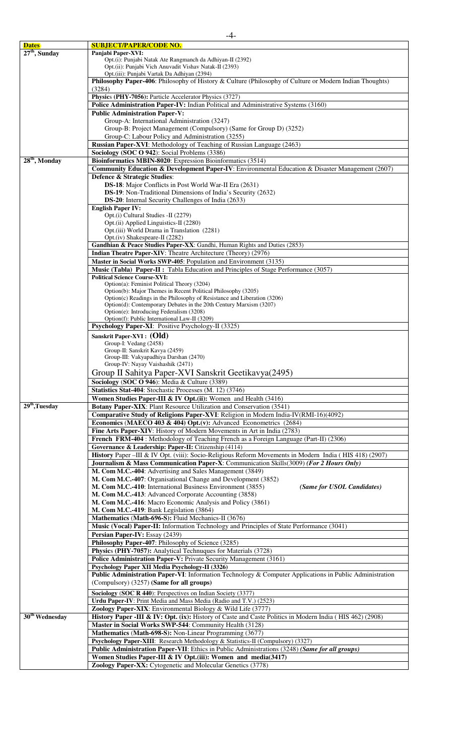| **Dates** | **SUBJECT/PAPER/CODE NO.** |
|---|---|
| **27th, Sunday** | **Panjabi Paper-XVI:**<br>Opt.(i): Punjabi Natak Ate Rangmanch da Adhiyan-II (2392)<br>Opt.(ii): Punjabi Vich Anuvadit Vishav Natak-II (2393)<br>Opt.(iii): Punjabi Vartak Da Adhiyan (2394) |
| | **Philosophy Paper-406**: Philosophy of History & Culture (Philosophy of Culture or Modern Indian Thoughts) (3284) |
| | **Physics (PHY-7056):** Particle Accelerator Physics (3727) |
| | **Police Administration Paper-IV:** Indian Political and Administrative Systems (3160) |
| | **Public Administration Paper-V:**<br>Group-A: International Administration (3247)<br>Group-B: Project Management (Compulsory) (Same for Group D) (3252)<br>Group-C: Labour Policy and Administration (3255) |
| | **Russian Paper-XVI**: Methodology of Teaching of Russian Language (2463) |
| | **Sociology (SOC O 942**): Social Problems (3386) |
| **28th, Monday** | **Bioinformatics MBIN-8020**: Expression Bioinformatics (3514) |
| | **Community Education & Development Paper-IV**: Environmental Education & Disaster Management (2607) |
| | **Defence & Strategic Studies**:<br>**DS-18**: Major Conflicts in Post World War-II Era (2631)<br>**DS-19**: Non-Traditional Dimensions of India's Security (2632)<br>**DS-20**: Internal Security Challenges of India (2633) |
| | **English Paper IV:**<br>Opt.(i) Cultural Studies -II (2279)<br>Opt.(ii) Applied Linguistics-II (2280)<br>Opt.(iii) World Drama in Translation (2281)<br>Opt.(iv) Shakespeare-II (2282) |
| | **Gandhian & Peace Studies Paper-XX**: Gandhi, Human Rights and Duties (2853) |
| | **Indian Theatre Paper-XIV**: Theatre Architecture (Theory) (2976) |
| | **Master in Social Works SWP-405**: Population and Environment (3135) |
| | **Music (Tabla) Paper-II :** Tabla Education and Principles of Stage Performance (3057) |
| | **Political Science Course-XVI:**<br>Option(a): Feminist Political Theory (3204)<br>Option(b): Major Themes in Recent Political Philosophy (3205)<br>Option(c) Readings in the Philosophy of Resistance and Liberation (3206)<br>Option(d): Contemporary Debates in the 20th Century Marxism (3207)<br>Option(e): Introducing Federalism (3208)<br>Option(f): Public International Law-II (3209) |
| | **Psychology Paper-XI**: Positive Psychology-II (3325) |
| | **Sanskrit Paper-XVI : (Old)**<br>Group-I: Vedang (2458)<br>Group-II: Sanskrit Kavya (2459)<br>Group-III: Vakyapadhiya Darshan (2470)<br>Group-IV: Nayay Vaishashik (2471)<br>Group II Sahitya Paper-XVI Sanskrit Geetikavya(2495) |
| | **Sociology (SOC O 946**): Media & Culture (3389) |
| | **Statistics Stat-404**: Stochastic Processes (M. 12) (3746) |
| | **Women Studies Paper-III & IV Opt.(ii):** Women and Health (3416) |
| **29th, Tuesday** | **Botany Paper-XIX**: Plant Resource Utilization and Conservation (3541) |
| | **Comparative Study of Religions Paper-XVI**: Religion in Modern India-IV(RMI-16)(4092) |
| | **Economics (MAECO 403 & 404) Opt.(v):** Advanced Econometrics (2684) |
| | **Fine Arts Paper-XIV**: History of Modern Movements in Art in India (2783) |
| | **French FRM-404** : Methodology of Teaching French as a Foreign Language (Part-II) (2306) |
| | **Governance & Leadership: Paper-II:** Citizenship (4114) |
| | **History** Paper –III & IV Opt. (viii): Socio-Religious Reform Movements in Modern India ( HIS 418) (2907) |
| | **Journalism & Mass Communication Paper-X**: Communication Skills(3009) ***(For 2 Hours Only)*** |
| | **M. Com M.C.-404**: Advertising and Sales Management (3849)<br>**M. Com M.C.-407**: Organisational Change and Development (3852)<br>**M. Com M.C.-410**: International Business Environment (3855) ***(Same for USOL Candidates)***<br>**M. Com M.C.-413**: Advanced Corporate Accounting (3858)<br>**M. Com M.C.-416**: Macro Economic Analysis and Policy (3861)<br>**M. Com M.C.-419**: Bank Legislation (3864) |
| | **Mathematics (Math-696-S):** Fluid Mechanics-II (3676) |
| | **Music (Vocal) Paper-II:** Information Technology and Principles of State Performance (3041) |
| | **Persian Paper-IV:** Essay (2439) |
| | **Philosophy Paper-407**: Philosophy of Science (3285) |
| | **Physics (PHY-7057):** Analytical Technuques for Materials (3728) |
| | **Police Administration Paper-V:** Private Security Management (3161) |
| | **Psychology Paper XII Media Psychology-II (3326)** |
| | **Public Administration Paper-VI**: Information Technology & Computer Applications in Public Administration (Compulsory) (3257) **(Same for all groups)** |
| | **Sociology (SOC R 440**): Perspectives on Indian Society (3377) |
| | **Urdu Paper-IV**: Print Media and Mass Media (Radio and T.V.) (2523) |
| | **Zoology Paper-XIX**: Environmental Biology & Wild Life (3777) |
| **30th Wednesday** | **History Paper -III & IV: Opt. (ix):** History of Caste and Caste Politics in Modern India ( HIS 462) (2908) |
| | **Master in Social Works SWP-544**: Community Health (3128) |
| | **Mathematics (Math-698-S):** Non-Linear Programming (3677) |
| | **Psychology Paper-XIII**: Research Methodology & Statistics-II (Compulsory) (3327) |
| | **Public Administration Paper-VII**: Ethics in Public Administrations (3248) ***(Same for all groups)*** |
| | **Women Studies Paper-III & IV Opt.(iii): Women and media(3417)** |
| | **Zoology Paper-XX:** Cytogenetic and Molecular Genetics (3778) |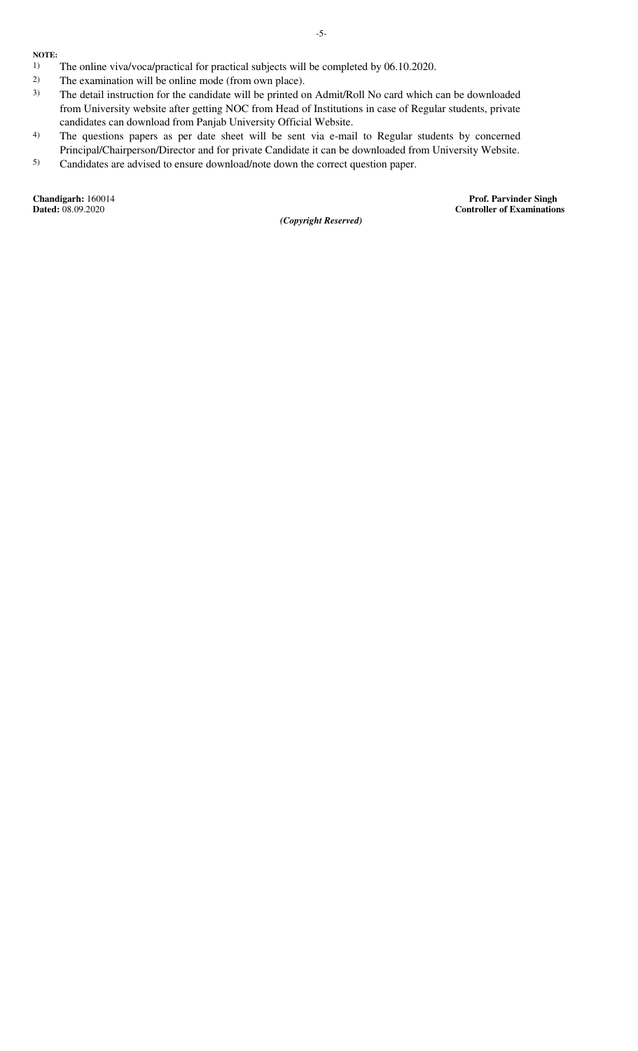**NOTE:**

1) The online viva/voca/practical for practical subjects will be completed by 06.10.2020.
2) The examination will be online mode (from own place).
3) The detail instruction for the candidate will be printed on Admit/Roll No card which can be downloaded from University website after getting NOC from Head of Institutions in case of Regular students, private candidates can download from Panjab University Official Website.
4) The questions papers as per date sheet will be sent via e-mail to Regular students by concerned Principal/Chairperson/Director and for private Candidate it can be downloaded from University Website.
5) Candidates are advised to ensure download/note down the correct question paper.

**Chandigarh:** 160014
**Dated:** 08.09.2020

**Prof. Parvinder Singh**
**Controller of Examinations**

***(Copyright Reserved)***